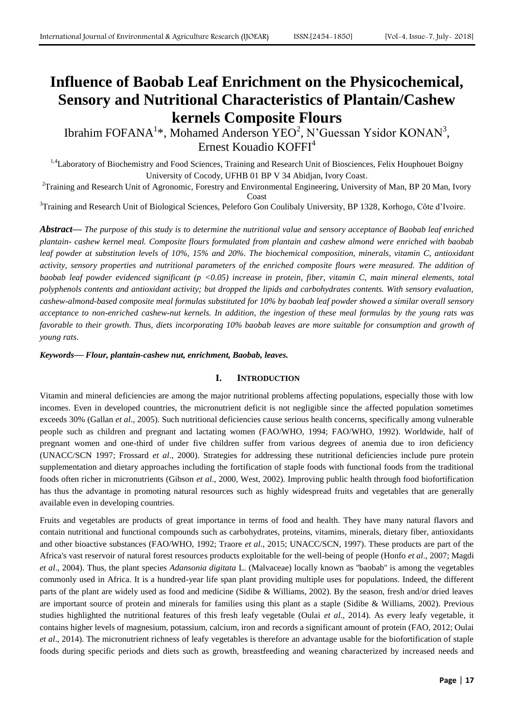# Influence of Baobab Leaf Enrichment on the Physicochemical, Sensory and Nutritional Characteristics of Plantain/Cashew kernels Composite Flours

Ibrahim FOFANA[1]*, Mohamed Anderson YEO[2], N'Guessan Ysidor KONAN[3], Ernest Kouadio KOFFI[4]

[1,4]Laboratory of Biochemistry and Food Sciences, Training and Research Unit of Biosciences, Felix Houphouet Boigny University of Cocody, UFHB 01 BP V 34 Abidjan, Ivory Coast.

[2]Training and Research Unit of Agronomic, Forestry and Environmental Engineering, University of Man, BP 20 Man, Ivory Coast

[3]Training and Research Unit of Biological Sciences, Peleforo Gon Coulibaly University, BP 1328, Korhogo, Côte d'Ivoire.

***Abstract*— *The purpose of this study is to determine the nutritional value and sensory acceptance of Baobab leaf enriched plantain- cashew kernel meal. Composite flours formulated from plantain and cashew almond were enriched with baobab leaf powder at substitution levels of 10%, 15% and 20%. The biochemical composition, minerals, vitamin C, antioxidant activity, sensory properties and nutritional parameters of the enriched composite flours were measured. The addition of baobab leaf powder evidenced significant ($p < 0.05$) increase in protein, fiber, vitamin C, main mineral elements, total polyphenols contents and antioxidant activity; but dropped the lipids and carbohydrates contents. With sensory evaluation, cashew-almond-based composite meal formulas substituted for 10% by baobab leaf powder showed a similar overall sensory acceptance to non-enriched cashew-nut kernels. In addition, the ingestion of these meal formulas by the young rats was favorable to their growth. Thus, diets incorporating 10% baobab leaves are more suitable for consumption and growth of young rats.*

***Keywords*— *Flour, plantain-cashew nut, enrichment, Baobab, leaves.***

## I. INTRODUCTION

Vitamin and mineral deficiencies are among the major nutritional problems affecting populations, especially those with low incomes. Even in developed countries, the micronutrient deficit is not negligible since the affected population sometimes exceeds 30% (Gallan *et al*., 2005). Such nutritional deficiencies cause serious health concerns, specifically among vulnerable people such as children and pregnant and lactating women (FAO/WHO, 1994; FAO/WHO, 1992). Worldwide, half of pregnant women and one-third of under five children suffer from various degrees of anemia due to iron deficiency (UNACC/SCN 1997; Frossard *et al*., 2000). Strategies for addressing these nutritional deficiencies include pure protein supplementation and dietary approaches including the fortification of staple foods with functional foods from the traditional foods often richer in micronutrients (Gibson *et al*., 2000, West, 2002). Improving public health through food biofortification has thus the advantage in promoting natural resources such as highly widespread fruits and vegetables that are generally available even in developing countries.

Fruits and vegetables are products of great importance in terms of food and health. They have many natural flavors and contain nutritional and functional compounds such as carbohydrates, proteins, vitamins, minerals, dietary fiber, antioxidants and other bioactive substances (FAO/WHO, 1992; Traore *et al*., 2015; UNACC/SCN, 1997). These products are part of the Africa's vast reservoir of natural forest resources products exploitable for the well-being of people (Honfo *et al*., 2007; Magdi *et al*., 2004). Thus, the plant species *Adansonia digitata* L. (Malvaceae) locally known as "baobab" is among the vegetables commonly used in Africa. It is a hundred-year life span plant providing multiple uses for populations. Indeed, the different parts of the plant are widely used as food and medicine (Sidibe & Williams, 2002). By the season, fresh and/or dried leaves are important source of protein and minerals for families using this plant as a staple (Sidibe & Williams, 2002). Previous studies highlighted the nutritional features of this fresh leafy vegetable (Oulai *et al*., 2014). As every leafy vegetable, it contains higher levels of magnesium, potassium, calcium, iron and records a significant amount of protein (FAO, 2012; Oulai *et al*., 2014). The micronutrient richness of leafy vegetables is therefore an advantage usable for the biofortification of staple foods during specific periods and diets such as growth, breastfeeding and weaning characterized by increased needs and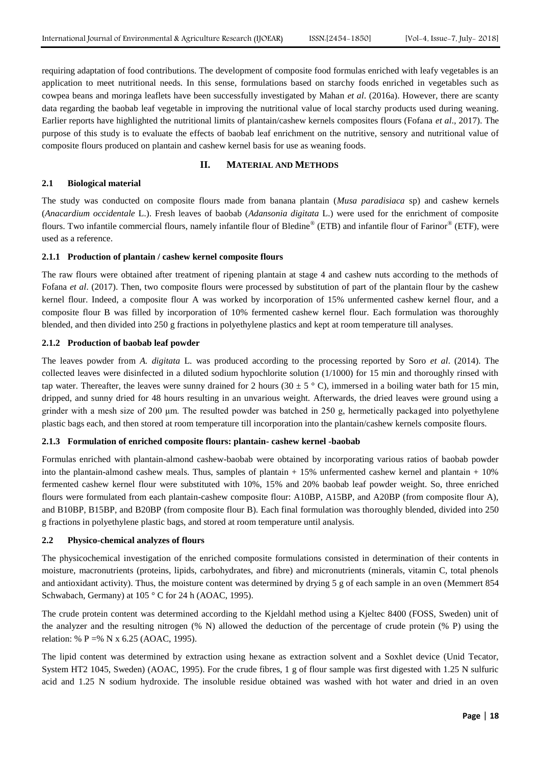requiring adaptation of food contributions. The development of composite food formulas enriched with leafy vegetables is an application to meet nutritional needs. In this sense, formulations based on starchy foods enriched in vegetables such as cowpea beans and moringa leaflets have been successfully investigated by Mahan *et al*. (2016a). However, there are scanty data regarding the baobab leaf vegetable in improving the nutritional value of local starchy products used during weaning. Earlier reports have highlighted the nutritional limits of plantain/cashew kernels composites flours (Fofana *et al*., 2017). The purpose of this study is to evaluate the effects of baobab leaf enrichment on the nutritive, sensory and nutritional value of composite flours produced on plantain and cashew kernel basis for use as weaning foods.

## II. MATERIAL AND METHODS

### 2.1 Biological material

The study was conducted on composite flours made from banana plantain (*Musa paradisiaca* sp) and cashew kernels (*Anacardium occidentale* L.). Fresh leaves of baobab (*Adansonia digitata* L.) were used for the enrichment of composite flours. Two infantile commercial flours, namely infantile flour of Bledine® (ETB) and infantile flour of Farinor® (ETF), were used as a reference.

#### 2.1.1 Production of plantain / cashew kernel composite flours

The raw flours were obtained after treatment of ripening plantain at stage 4 and cashew nuts according to the methods of Fofana *et al*. (2017). Then, two composite flours were processed by substitution of part of the plantain flour by the cashew kernel flour. Indeed, a composite flour A was worked by incorporation of 15% unfermented cashew kernel flour, and a composite flour B was filled by incorporation of 10% fermented cashew kernel flour. Each formulation was thoroughly blended, and then divided into 250 g fractions in polyethylene plastics and kept at room temperature till analyses.

#### 2.1.2 Production of baobab leaf powder

The leaves powder from *A. digitata* L. was produced according to the processing reported by Soro *et al*. (2014). The collected leaves were disinfected in a diluted sodium hypochlorite solution (1/1000) for 15 min and thoroughly rinsed with tap water. Thereafter, the leaves were sunny drained for 2 hours ($30 \pm 5$ ° C), immersed in a boiling water bath for 15 min, dripped, and sunny dried for 48 hours resulting in an unvarious weight. Afterwards, the dried leaves were ground using a grinder with a mesh size of 200 μm. The resulted powder was batched in 250 g, hermetically packaged into polyethylene plastic bags each, and then stored at room temperature till incorporation into the plantain/cashew kernels composite flours.

#### 2.1.3 Formulation of enriched composite flours: plantain- cashew kernel -baobab

Formulas enriched with plantain-almond cashew-baobab were obtained by incorporating various ratios of baobab powder into the plantain-almond cashew meals. Thus, samples of plantain + 15% unfermented cashew kernel and plantain + 10% fermented cashew kernel flour were substituted with 10%, 15% and 20% baobab leaf powder weight. So, three enriched flours were formulated from each plantain-cashew composite flour: A10BP, A15BP, and A20BP (from composite flour A), and B10BP, B15BP, and B20BP (from composite flour B). Each final formulation was thoroughly blended, divided into 250 g fractions in polyethylene plastic bags, and stored at room temperature until analysis.

### 2.2 Physico-chemical analyzes of flours

The physicochemical investigation of the enriched composite formulations consisted in determination of their contents in moisture, macronutrients (proteins, lipids, carbohydrates, and fibre) and micronutrients (minerals, vitamin C, total phenols and antioxidant activity). Thus, the moisture content was determined by drying 5 g of each sample in an oven (Memmert 854 Schwabach, Germany) at 105 ° C for 24 h (AOAC, 1995).

The crude protein content was determined according to the Kjeldahl method using a Kjeltec 8400 (FOSS, Sweden) unit of the analyzer and the resulting nitrogen (% N) allowed the deduction of the percentage of crude protein (% P) using the relation: % P =% N x 6.25 (AOAC, 1995).

The lipid content was determined by extraction using hexane as extraction solvent and a Soxhlet device (Unid Tecator, System HT2 1045, Sweden) (AOAC, 1995). For the crude fibres, 1 g of flour sample was first digested with 1.25 N sulfuric acid and 1.25 N sodium hydroxide. The insoluble residue obtained was washed with hot water and dried in an oven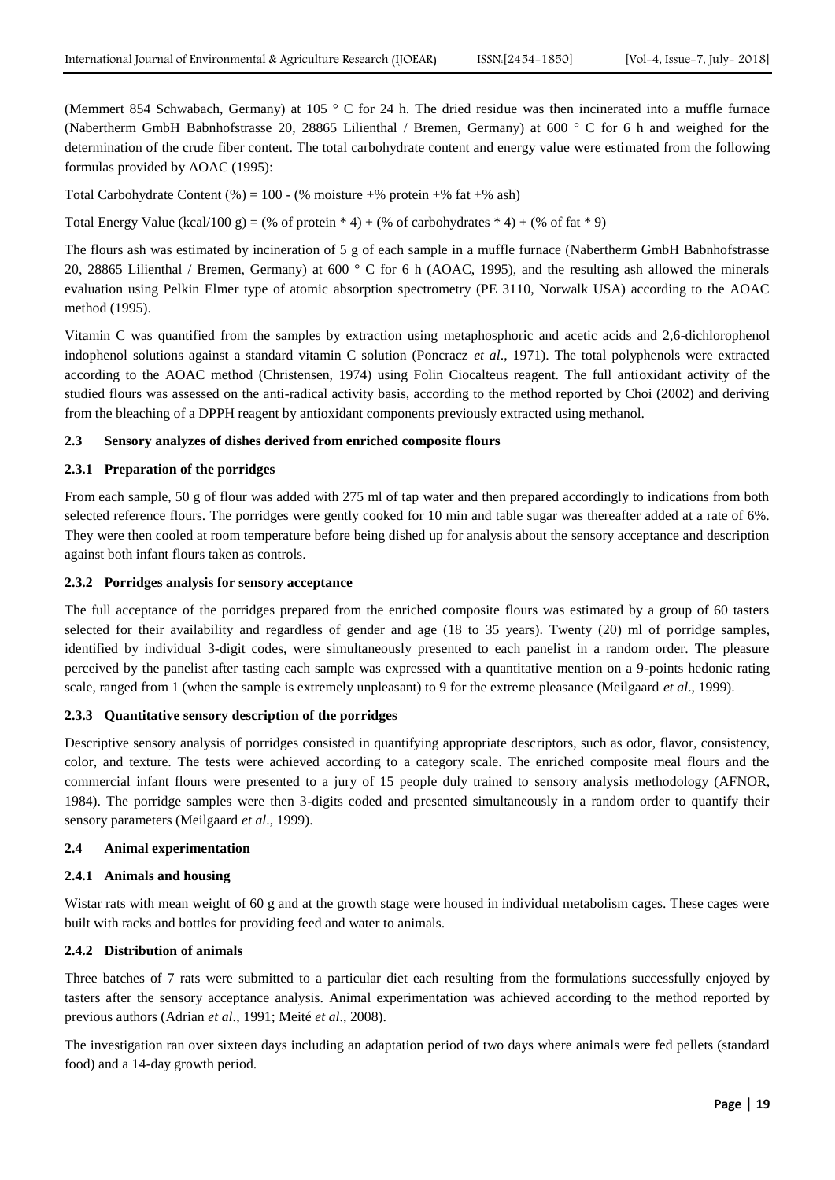(Memmert 854 Schwabach, Germany) at 105 ° C for 24 h. The dried residue was then incinerated into a muffle furnace (Nabertherm GmbH Babnhofstrasse 20, 28865 Lilienthal / Bremen, Germany) at 600 ° C for 6 h and weighed for the determination of the crude fiber content. The total carbohydrate content and energy value were estimated from the following formulas provided by AOAC (1995):

Total Carbohydrate Content (%) = 100 - (% moisture +% protein +% fat +% ash)

Total Energy Value (kcal/100 g) = (% of protein * 4) + (% of carbohydrates * 4) + (% of fat * 9)

The flours ash was estimated by incineration of 5 g of each sample in a muffle furnace (Nabertherm GmbH Babnhofstrasse 20, 28865 Lilienthal / Bremen, Germany) at 600 ° C for 6 h (AOAC, 1995), and the resulting ash allowed the minerals evaluation using Pelkin Elmer type of atomic absorption spectrometry (PE 3110, Norwalk USA) according to the AOAC method (1995).

Vitamin C was quantified from the samples by extraction using metaphosphoric and acetic acids and 2,6-dichlorophenol indophenol solutions against a standard vitamin C solution (Poncracz *et al*., 1971). The total polyphenols were extracted according to the AOAC method (Christensen, 1974) using Folin Ciocalteus reagent. The full antioxidant activity of the studied flours was assessed on the anti-radical activity basis, according to the method reported by Choi (2002) and deriving from the bleaching of a DPPH reagent by antioxidant components previously extracted using methanol.

### 2.3 Sensory analyzes of dishes derived from enriched composite flours

#### 2.3.1 Preparation of the porridges

From each sample, 50 g of flour was added with 275 ml of tap water and then prepared accordingly to indications from both selected reference flours. The porridges were gently cooked for 10 min and table sugar was thereafter added at a rate of 6%. They were then cooled at room temperature before being dished up for analysis about the sensory acceptance and description against both infant flours taken as controls.

#### 2.3.2 Porridges analysis for sensory acceptance

The full acceptance of the porridges prepared from the enriched composite flours was estimated by a group of 60 tasters selected for their availability and regardless of gender and age (18 to 35 years). Twenty (20) ml of porridge samples, identified by individual 3-digit codes, were simultaneously presented to each panelist in a random order. The pleasure perceived by the panelist after tasting each sample was expressed with a quantitative mention on a 9-points hedonic rating scale, ranged from 1 (when the sample is extremely unpleasant) to 9 for the extreme pleasance (Meilgaard *et al*., 1999).

#### 2.3.3 Quantitative sensory description of the porridges

Descriptive sensory analysis of porridges consisted in quantifying appropriate descriptors, such as odor, flavor, consistency, color, and texture. The tests were achieved according to a category scale. The enriched composite meal flours and the commercial infant flours were presented to a jury of 15 people duly trained to sensory analysis methodology (AFNOR, 1984). The porridge samples were then 3-digits coded and presented simultaneously in a random order to quantify their sensory parameters (Meilgaard *et al*., 1999).

### 2.4 Animal experimentation

#### 2.4.1 Animals and housing

Wistar rats with mean weight of 60 g and at the growth stage were housed in individual metabolism cages. These cages were built with racks and bottles for providing feed and water to animals.

#### 2.4.2 Distribution of animals

Three batches of 7 rats were submitted to a particular diet each resulting from the formulations successfully enjoyed by tasters after the sensory acceptance analysis. Animal experimentation was achieved according to the method reported by previous authors (Adrian *et al*., 1991; Meité *et al*., 2008).

The investigation ran over sixteen days including an adaptation period of two days where animals were fed pellets (standard food) and a 14-day growth period.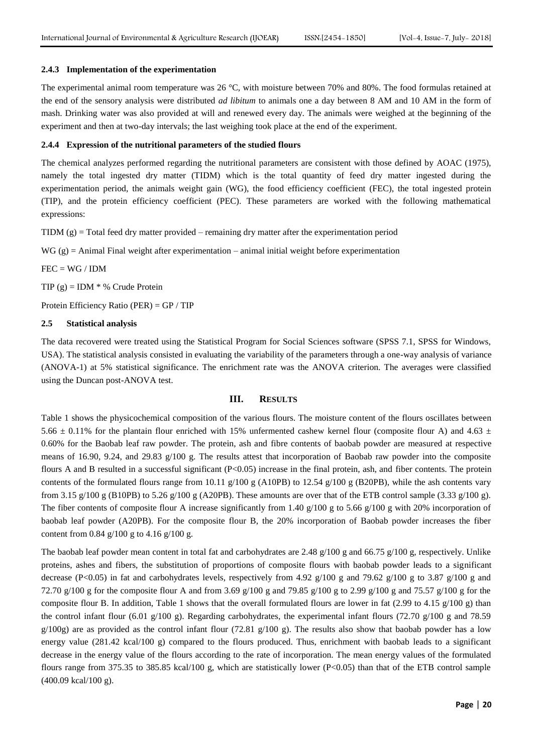### 2.4.3 Implementation of the experimentation

The experimental animal room temperature was 26 °C, with moisture between 70% and 80%. The food formulas retained at the end of the sensory analysis were distributed *ad libitum* to animals one a day between 8 AM and 10 AM in the form of mash. Drinking water was also provided at will and renewed every day. The animals were weighed at the beginning of the experiment and then at two-day intervals; the last weighing took place at the end of the experiment.

### 2.4.4 Expression of the nutritional parameters of the studied flours

The chemical analyzes performed regarding the nutritional parameters are consistent with those defined by AOAC (1975), namely the total ingested dry matter (TIDM) which is the total quantity of feed dry matter ingested during the experimentation period, the animals weight gain (WG), the food efficiency coefficient (FEC), the total ingested protein (TIP), and the protein efficiency coefficient (PEC). These parameters are worked with the following mathematical expressions:

TIDM (g) = Total feed dry matter provided – remaining dry matter after the experimentation period

WG (g) = Animal Final weight after experimentation – animal initial weight before experimentation

FEC = WG / IDM

TIP (g) = IDM * % Crude Protein

Protein Efficiency Ratio (PER) = GP / TIP

### 2.5 Statistical analysis

The data recovered were treated using the Statistical Program for Social Sciences software (SPSS 7.1, SPSS for Windows, USA). The statistical analysis consisted in evaluating the variability of the parameters through a one-way analysis of variance (ANOVA-1) at 5% statistical significance. The enrichment rate was the ANOVA criterion. The averages were classified using the Duncan post-ANOVA test.

## III. RESULTS

Table 1 shows the physicochemical composition of the various flours. The moisture content of the flours oscillates between 5.66 ± 0.11% for the plantain flour enriched with 15% unfermented cashew kernel flour (composite flour A) and 4.63 ± 0.60% for the Baobab leaf raw powder. The protein, ash and fibre contents of baobab powder are measured at respective means of 16.90, 9.24, and 29.83 g/100 g. The results attest that incorporation of Baobab raw powder into the composite flours A and B resulted in a successful significant ($P<0.05$) increase in the final protein, ash, and fiber contents. The protein contents of the formulated flours range from 10.11 g/100 g (A10PB) to 12.54 g/100 g (B20PB), while the ash contents vary from 3.15 g/100 g (B10PB) to 5.26 g/100 g (A20PB). These amounts are over that of the ETB control sample (3.33 g/100 g). The fiber contents of composite flour A increase significantly from 1.40 g/100 g to 5.66 g/100 g with 20% incorporation of baobab leaf powder (A20PB). For the composite flour B, the 20% incorporation of Baobab powder increases the fiber content from 0.84 g/100 g to 4.16 g/100 g.

The baobab leaf powder mean content in total fat and carbohydrates are 2.48 g/100 g and 66.75 g/100 g, respectively. Unlike proteins, ashes and fibers, the substitution of proportions of composite flours with baobab powder leads to a significant decrease ($P<0.05$) in fat and carbohydrates levels, respectively from 4.92 g/100 g and 79.62 g/100 g to 3.87 g/100 g and 72.70 g/100 g for the composite flour A and from 3.69 g/100 g and 79.85 g/100 g to 2.99 g/100 g and 75.57 g/100 g for the composite flour B. In addition, Table 1 shows that the overall formulated flours are lower in fat (2.99 to 4.15 g/100 g) than the control infant flour (6.01 g/100 g). Regarding carbohydrates, the experimental infant flours (72.70 g/100 g and 78.59 g/100g) are as provided as the control infant flour (72.81 g/100 g). The results also show that baobab powder has a low energy value (281.42 kcal/100 g) compared to the flours produced. Thus, enrichment with baobab leads to a significant decrease in the energy value of the flours according to the rate of incorporation. The mean energy values of the formulated flours range from 375.35 to 385.85 kcal/100 g, which are statistically lower ($P<0.05$) than that of the ETB control sample (400.09 kcal/100 g).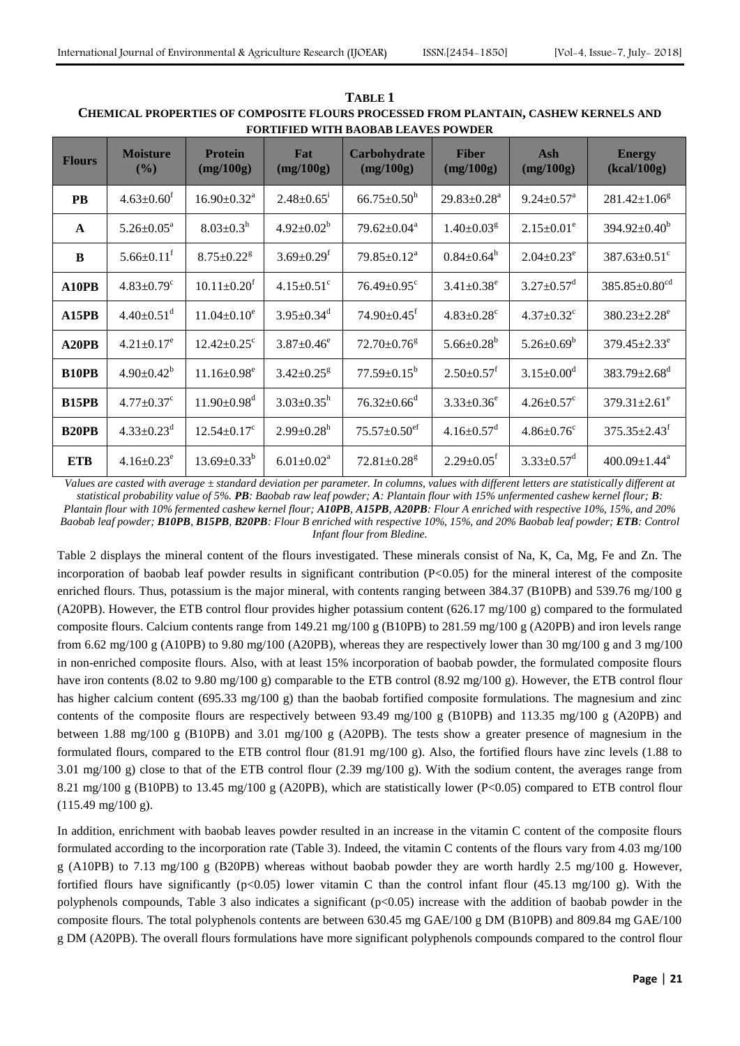**TABLE 1**
**CHEMICAL PROPERTIES OF COMPOSITE FLOURS PROCESSED FROM PLANTAIN, CASHEW KERNELS AND FORTIFIED WITH BAOBAB LEAVES POWDER**

| Flours | Moisture (%) | Protein (mg/100g) | Fat (mg/100g) | Carbohydrate (mg/100g) | Fiber (mg/100g) | Ash (mg/100g) | Energy (kcal/100g) |
|---|---|---|---|---|---|---|---|
| **PB** | $4.63 \pm 0.60^{f}$ | $16.90 \pm 0.32^{a}$ | $2.48 \pm 0.65^{i}$ | $66.75 \pm 0.50^{h}$ | $29.83 \pm 0.28^{a}$ | $9.24 \pm 0.57^{a}$ | $281.42 \pm 1.06^{g}$ |
| **A** | $5.26 \pm 0.05^{a}$ | $8.03 \pm 0.3^{h}$ | $4.92 \pm 0.02^{b}$ | $79.62 \pm 0.04^{a}$ | $1.40 \pm 0.03^{g}$ | $2.15 \pm 0.01^{e}$ | $394.92 \pm 0.40^{b}$ |
| **B** | $5.66 \pm 0.11^{f}$ | $8.75 \pm 0.22^{g}$ | $3.69 \pm 0.29^{f}$ | $79.85 \pm 0.12^{a}$ | $0.84 \pm 0.64^{h}$ | $2.04 \pm 0.23^{e}$ | $387.63 \pm 0.51^{c}$ |
| **A10PB** | $4.83 \pm 0.79^{c}$ | $10.11 \pm 0.20^{f}$ | $4.15 \pm 0.51^{c}$ | $76.49 \pm 0.95^{c}$ | $3.41 \pm 0.38^{e}$ | $3.27 \pm 0.57^{d}$ | $385.85 \pm 0.80^{cd}$ |
| **A15PB** | $4.40 \pm 0.51^{d}$ | $11.04 \pm 0.10^{e}$ | $3.95 \pm 0.34^{d}$ | $74.90 \pm 0.45^{f}$ | $4.83 \pm 0.28^{c}$ | $4.37 \pm 0.32^{c}$ | $380.23 \pm 2.28^{e}$ |
| **A20PB** | $4.21 \pm 0.17^{e}$ | $12.42 \pm 0.25^{c}$ | $3.87 \pm 0.46^{e}$ | $72.70 \pm 0.76^{g}$ | $5.66 \pm 0.28^{b}$ | $5.26 \pm 0.69^{b}$ | $379.45 \pm 2.33^{e}$ |
| **B10PB** | $4.90 \pm 0.42^{b}$ | $11.16 \pm 0.98^{e}$ | $3.42 \pm 0.25^{g}$ | $77.59 \pm 0.15^{b}$ | $2.50 \pm 0.57^{f}$ | $3.15 \pm 0.00^{d}$ | $383.79 \pm 2.68^{d}$ |
| **B15PB** | $4.77 \pm 0.37^{c}$ | $11.90 \pm 0.98^{d}$ | $3.03 \pm 0.35^{h}$ | $76.32 \pm 0.66^{d}$ | $3.33 \pm 0.36^{e}$ | $4.26 \pm 0.57^{c}$ | $379.31 \pm 2.61^{e}$ |
| **B20PB** | $4.33 \pm 0.23^{d}$ | $12.54 \pm 0.17^{c}$ | $2.99 \pm 0.28^{h}$ | $75.57 \pm 0.50^{ef}$ | $4.16 \pm 0.57^{d}$ | $4.86 \pm 0.76^{c}$ | $375.35 \pm 2.43^{f}$ |
| **ETB** | $4.16 \pm 0.23^{e}$ | $13.69 \pm 0.33^{b}$ | $6.01 \pm 0.02^{a}$ | $72.81 \pm 0.28^{g}$ | $2.29 \pm 0.05^{f}$ | $3.33 \pm 0.57^{d}$ | $400.09 \pm 1.44^{a}$ |

*Values are casted with average ± standard deviation per parameter. In columns, values with different letters are statistically different at statistical probability value of 5%. **PB**: Baobab raw leaf powder; **A**: Plantain flour with 15% unfermented cashew kernel flour; **B**: Plantain flour with 10% fermented cashew kernel flour; **A10PB**, **A15PB**, **A20PB**: Flour A enriched with respective 10%, 15%, and 20% Baobab leaf powder; **B10PB**, **B15PB**, **B20PB**: Flour B enriched with respective 10%, 15%, and 20% Baobab leaf powder; **ETB**: Control Infant flour from Bledine.*

Table 2 displays the mineral content of the flours investigated. These minerals consist of Na, K, Ca, Mg, Fe and Zn. The incorporation of baobab leaf powder results in significant contribution ($P<0.05$) for the mineral interest of the composite enriched flours. Thus, potassium is the major mineral, with contents ranging between 384.37 (B10PB) and 539.76 mg/100 g (A20PB). However, the ETB control flour provides higher potassium content (626.17 mg/100 g) compared to the formulated composite flours. Calcium contents range from 149.21 mg/100 g (B10PB) to 281.59 mg/100 g (A20PB) and iron levels range from 6.62 mg/100 g (A10PB) to 9.80 mg/100 (A20PB), whereas they are respectively lower than 30 mg/100 g and 3 mg/100 in non-enriched composite flours. Also, with at least 15% incorporation of baobab powder, the formulated composite flours have iron contents (8.02 to 9.80 mg/100 g) comparable to the ETB control (8.92 mg/100 g). However, the ETB control flour has higher calcium content (695.33 mg/100 g) than the baobab fortified composite formulations. The magnesium and zinc contents of the composite flours are respectively between 93.49 mg/100 g (B10PB) and 113.35 mg/100 g (A20PB) and between 1.88 mg/100 g (B10PB) and 3.01 mg/100 g (A20PB). The tests show a greater presence of magnesium in the formulated flours, compared to the ETB control flour (81.91 mg/100 g). Also, the fortified flours have zinc levels (1.88 to 3.01 mg/100 g) close to that of the ETB control flour (2.39 mg/100 g). With the sodium content, the averages range from 8.21 mg/100 g (B10PB) to 13.45 mg/100 g (A20PB), which are statistically lower ($P<0.05$) compared to ETB control flour (115.49 mg/100 g).

In addition, enrichment with baobab leaves powder resulted in an increase in the vitamin C content of the composite flours formulated according to the incorporation rate (Table 3). Indeed, the vitamin C contents of the flours vary from 4.03 mg/100 g (A10PB) to 7.13 mg/100 g (B20PB) whereas without baobab powder they are worth hardly 2.5 mg/100 g. However, fortified flours have significantly ($p<0.05$) lower vitamin C than the control infant flour (45.13 mg/100 g). With the polyphenols compounds, Table 3 also indicates a significant ($p<0.05$) increase with the addition of baobab powder in the composite flours. The total polyphenols contents are between 630.45 mg GAE/100 g DM (B10PB) and 809.84 mg GAE/100 g DM (A20PB). The overall flours formulations have more significant polyphenols compounds compared to the control flour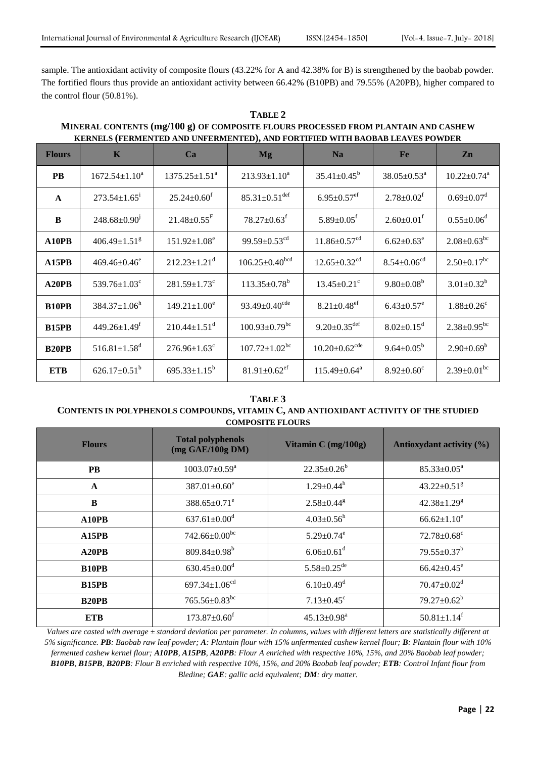sample. The antioxidant activity of composite flours (43.22% for A and 42.38% for B) is strengthened by the baobab powder. The fortified flours thus provide an antioxidant activity between 66.42% (B10PB) and 79.55% (A20PB), higher compared to the control flour (50.81%).

**TABLE 2**
**MINERAL CONTENTS (mg/100 g) OF COMPOSITE FLOURS PROCESSED FROM PLANTAIN AND CASHEW KERNELS (FERMENTED AND UNFERMENTED), AND FORTIFIED WITH BAOBAB LEAVES POWDER**

| Flours | K | Ca | Mg | Na | Fe | Zn |
|---|---|---|---|---|---|---|
| **PB** | $1672.54±1.10^{a}$ | $1375.25±1.51^{a}$ | $213.93±1.10^{a}$ | $35.41±0.45^{b}$ | $38.05±0.53^{a}$ | $10.22±0.74^{a}$ |
| **A** | $273.54±1.65^{i}$ | $25.24±0.60^{f}$ | $85.31±0.51^{def}$ | $6.95±0.57^{ef}$ | $2.78±0.02^{f}$ | $0.69±0.07^{d}$ |
| **B** | $248.68±0.90^{j}$ | $21.48±0.55^{F}$ | $78.27±0.63^{f}$ | $5.89±0.05^{f}$ | $2.60±0.01^{f}$ | $0.55±0.06^{d}$ |
| **A10PB** | $406.49±1.51^{g}$ | $151.92±1.08^{e}$ | $99.59±0.53^{cd}$ | $11.86±0.57^{cd}$ | $6.62±0.63^{e}$ | $2.08±0.63^{bc}$ |
| **A15PB** | $469.46±0.46^{e}$ | $212.23±1.21^{d}$ | $106.25±0.40^{bcd}$ | $12.65±0.32^{cd}$ | $8.54±0.06^{cd}$ | $2.50±0.17^{bc}$ |
| **A20PB** | $539.76±1.03^{c}$ | $281.59±1.73^{c}$ | $113.35±0.78^{b}$ | $13.45±0.21^{c}$ | $9.80±0.08^{b}$ | $3.01±0.32^{b}$ |
| **B10PB** | $384.37±1.06^{h}$ | $149.21±1.00^{e}$ | $93.49±0.40^{cde}$ | $8.21±0.48^{ef}$ | $6.43±0.57^{e}$ | $1.88±0.26^{c}$ |
| **B15PB** | $449.26±1.49^{f}$ | $210.44±1.51^{d}$ | $100.93±0.79^{bc}$ | $9.20±0.35^{def}$ | $8.02±0.15^{d}$ | $2.38±0.95^{bc}$ |
| **B20PB** | $516.81±1.58^{d}$ | $276.96±1.63^{c}$ | $107.72±1.02^{bc}$ | $10.20±0.62^{cde}$ | $9.64±0.05^{b}$ | $2.90±0.69^{b}$ |
| **ETB** | $626.17±0.51^{b}$ | $695.33±1.15^{b}$ | $81.91±0.62^{ef}$ | $115.49±0.64^{a}$ | $8.92±0.60^{c}$ | $2.39±0.01^{bc}$ |

**TABLE 3**
**CONTENTS IN POLYPHENOLS COMPOUNDS, VITAMIN C, AND ANTIOXIDANT ACTIVITY OF THE STUDIED COMPOSITE FLOURS**

| Flours | Total polyphenols (mg GAE/100g DM) | Vitamin C (mg/100g) | Antioxydant activity (%) |
|---|---|---|---|
| **PB** | $1003.07±0.59^{a}$ | $22.35±0.26^{b}$ | $85.33±0.05^{a}$ |
| **A** | $387.01±0.60^{e}$ | $1.29±0.44^{h}$ | $43.22±0.51^{g}$ |
| **B** | $388.65±0.71^{e}$ | $2.58±0.44^{g}$ | $42.38±1.29^{g}$ |
| **A10PB** | $637.61±0.00^{d}$ | $4.03±0.56^{h}$ | $66.62±1.10^{e}$ |
| **A15PB** | $742.66±0.00^{bc}$ | $5.29±0.74^{e}$ | $72.78±0.68^{c}$ |
| **A20PB** | $809.84±0.98^{b}$ | $6.06±0.61^{d}$ | $79.55±0.37^{b}$ |
| **B10PB** | $630.45±0.00^{d}$ | $5.58±0.25^{de}$ | $66.42±0.45^{e}$ |
| **B15PB** | $697.34±1.06^{cd}$ | $6.10±0.49^{d}$ | $70.47±0.02^{d}$ |
| **B20PB** | $765.56±0.83^{bc}$ | $7.13±0.45^{c}$ | $79.27±0.62^{b}$ |
| **ETB** | $173.87±0.60^{f}$ | $45.13±0.98^{a}$ | $50.81±1.14^{f}$ |

*Values are casted with average ± standard deviation per parameter. In columns, values with different letters are statistically different at 5% significance.* ***PB****: Baobab raw leaf powder;* ***A****: Plantain flour with 15% unfermented cashew kernel flour;* ***B****: Plantain flour with 10% fermented cashew kernel flour;* ***A10PB, A15PB, A20PB****: Flour A enriched with respective 10%, 15%, and 20% Baobab leaf powder;* ***B10PB, B15PB, B20PB****: Flour B enriched with respective 10%, 15%, and 20% Baobab leaf powder;* ***ETB****: Control Infant flour from Bledine;* ***GAE****: gallic acid equivalent;* ***DM****: dry matter.*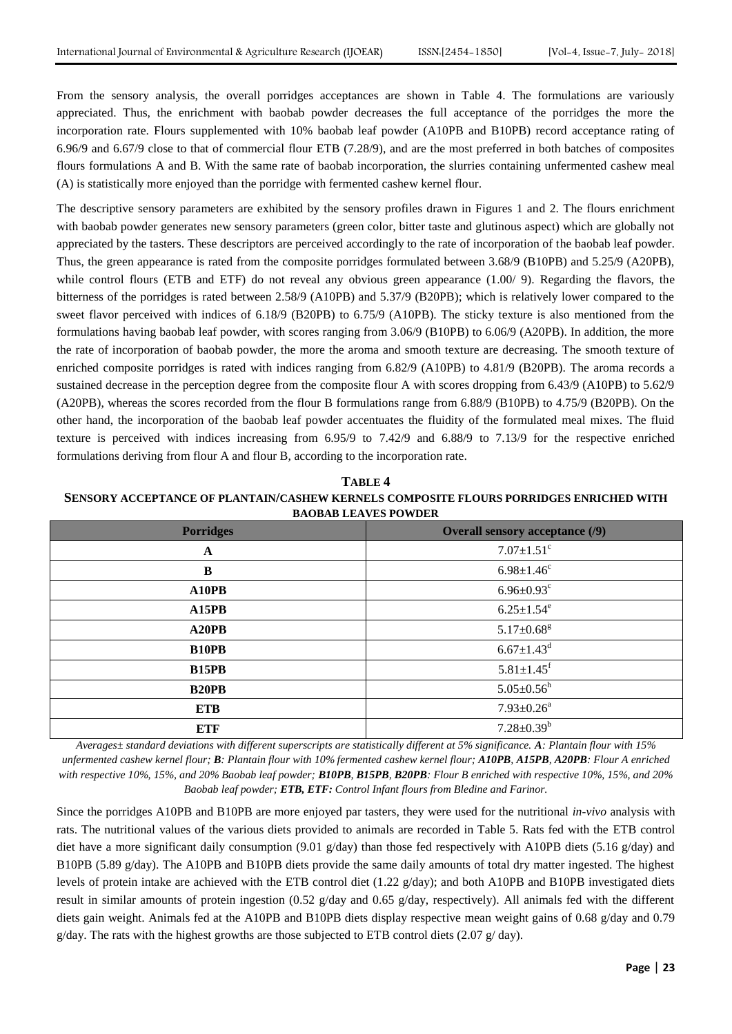From the sensory analysis, the overall porridges acceptances are shown in Table 4. The formulations are variously appreciated. Thus, the enrichment with baobab powder decreases the full acceptance of the porridges the more the incorporation rate. Flours supplemented with 10% baobab leaf powder (A10PB and B10PB) record acceptance rating of 6.96/9 and 6.67/9 close to that of commercial flour ETB (7.28/9), and are the most preferred in both batches of composites flours formulations A and B. With the same rate of baobab incorporation, the slurries containing unfermented cashew meal (A) is statistically more enjoyed than the porridge with fermented cashew kernel flour.

The descriptive sensory parameters are exhibited by the sensory profiles drawn in Figures 1 and 2. The flours enrichment with baobab powder generates new sensory parameters (green color, bitter taste and glutinous aspect) which are globally not appreciated by the tasters. These descriptors are perceived accordingly to the rate of incorporation of the baobab leaf powder. Thus, the green appearance is rated from the composite porridges formulated between 3.68/9 (B10PB) and 5.25/9 (A20PB), while control flours (ETB and ETF) do not reveal any obvious green appearance (1.00/ 9). Regarding the flavors, the bitterness of the porridges is rated between 2.58/9 (A10PB) and 5.37/9 (B20PB); which is relatively lower compared to the sweet flavor perceived with indices of 6.18/9 (B20PB) to 6.75/9 (A10PB). The sticky texture is also mentioned from the formulations having baobab leaf powder, with scores ranging from 3.06/9 (B10PB) to 6.06/9 (A20PB). In addition, the more the rate of incorporation of baobab powder, the more the aroma and smooth texture are decreasing. The smooth texture of enriched composite porridges is rated with indices ranging from 6.82/9 (A10PB) to 4.81/9 (B20PB). The aroma records a sustained decrease in the perception degree from the composite flour A with scores dropping from 6.43/9 (A10PB) to 5.62/9 (A20PB), whereas the scores recorded from the flour B formulations range from 6.88/9 (B10PB) to 4.75/9 (B20PB). On the other hand, the incorporation of the baobab leaf powder accentuates the fluidity of the formulated meal mixes. The fluid texture is perceived with indices increasing from 6.95/9 to 7.42/9 and 6.88/9 to 7.13/9 for the respective enriched formulations deriving from flour A and flour B, according to the incorporation rate.

**TABLE 4**
**SENSORY ACCEPTANCE OF PLANTAIN/CASHEW KERNELS COMPOSITE FLOURS PORRIDGES ENRICHED WITH BAOBAB LEAVES POWDER**

| Porridges | Overall sensory acceptance (/9) |
|---|---|
| A | $7.07\pm1.51^{c}$ |
| B | $6.98\pm1.46^{c}$ |
| A10PB | $6.96\pm0.93^{c}$ |
| A15PB | $6.25\pm1.54^{e}$ |
| A20PB | $5.17\pm0.68^{g}$ |
| B10PB | $6.67\pm1.43^{d}$ |
| B15PB | $5.81\pm1.45^{f}$ |
| B20PB | $5.05\pm0.56^{h}$ |
| ETB | $7.93\pm0.26^{a}$ |
| ETF | $7.28\pm0.39^{b}$ |

*Averages± standard deviations with different superscripts are statistically different at 5% significance. **A**: Plantain flour with 15% unfermented cashew kernel flour; **B**: Plantain flour with 10% fermented cashew kernel flour; **A10PB, A15PB, A20PB**: Flour A enriched with respective 10%, 15%, and 20% Baobab leaf powder; **B10PB, B15PB, B20PB**: Flour B enriched with respective 10%, 15%, and 20% Baobab leaf powder; **ETB, ETF**: Control Infant flours from Bledine and Farinor.*

Since the porridges A10PB and B10PB are more enjoyed par tasters, they were used for the nutritional *in-vivo* analysis with rats. The nutritional values of the various diets provided to animals are recorded in Table 5. Rats fed with the ETB control diet have a more significant daily consumption (9.01 g/day) than those fed respectively with A10PB diets (5.16 g/day) and B10PB (5.89 g/day). The A10PB and B10PB diets provide the same daily amounts of total dry matter ingested. The highest levels of protein intake are achieved with the ETB control diet (1.22 g/day); and both A10PB and B10PB investigated diets result in similar amounts of protein ingestion (0.52 g/day and 0.65 g/day, respectively). All animals fed with the different diets gain weight. Animals fed at the A10PB and B10PB diets display respective mean weight gains of 0.68 g/day and 0.79 g/day. The rats with the highest growths are those subjected to ETB control diets (2.07 g/ day).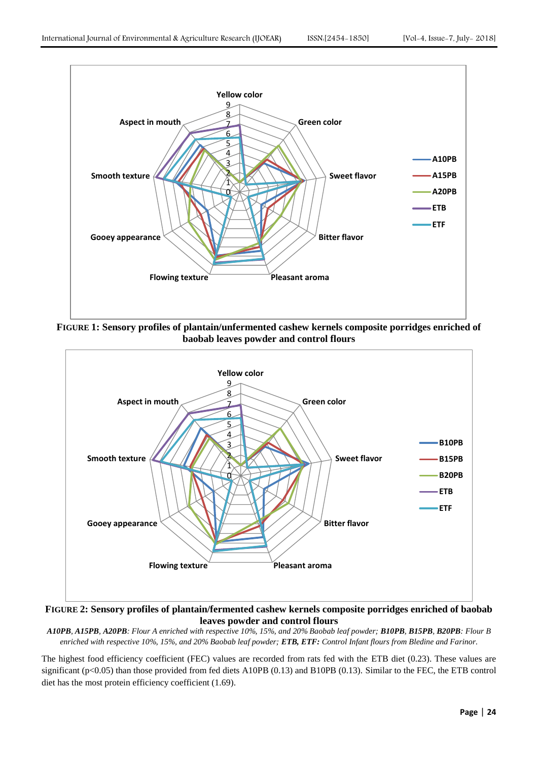**FIGURE 1: Sensory profiles of plantain/unfermented cashew kernels composite porridges enriched of baobab leaves powder and control flours**

**FIGURE 2: Sensory profiles of plantain/fermented cashew kernels composite porridges enriched of baobab leaves powder and control flours**

***A10PB, A15PB, A20PB****: Flour A enriched with respective 10%, 15%, and 20% Baobab leaf powder;* ***B10PB, B15PB, B20PB****: Flour B enriched with respective 10%, 15%, and 20% Baobab leaf powder;* ***ETB, ETF:*** *Control Infant flours from Bledine and Farinor.*

The highest food efficiency coefficient (FEC) values are recorded from rats fed with the ETB diet (0.23). These values are significant ($p<0.05$) than those provided from fed diets A10PB (0.13) and B10PB (0.13). Similar to the FEC, the ETB control diet has the most protein efficiency coefficient (1.69).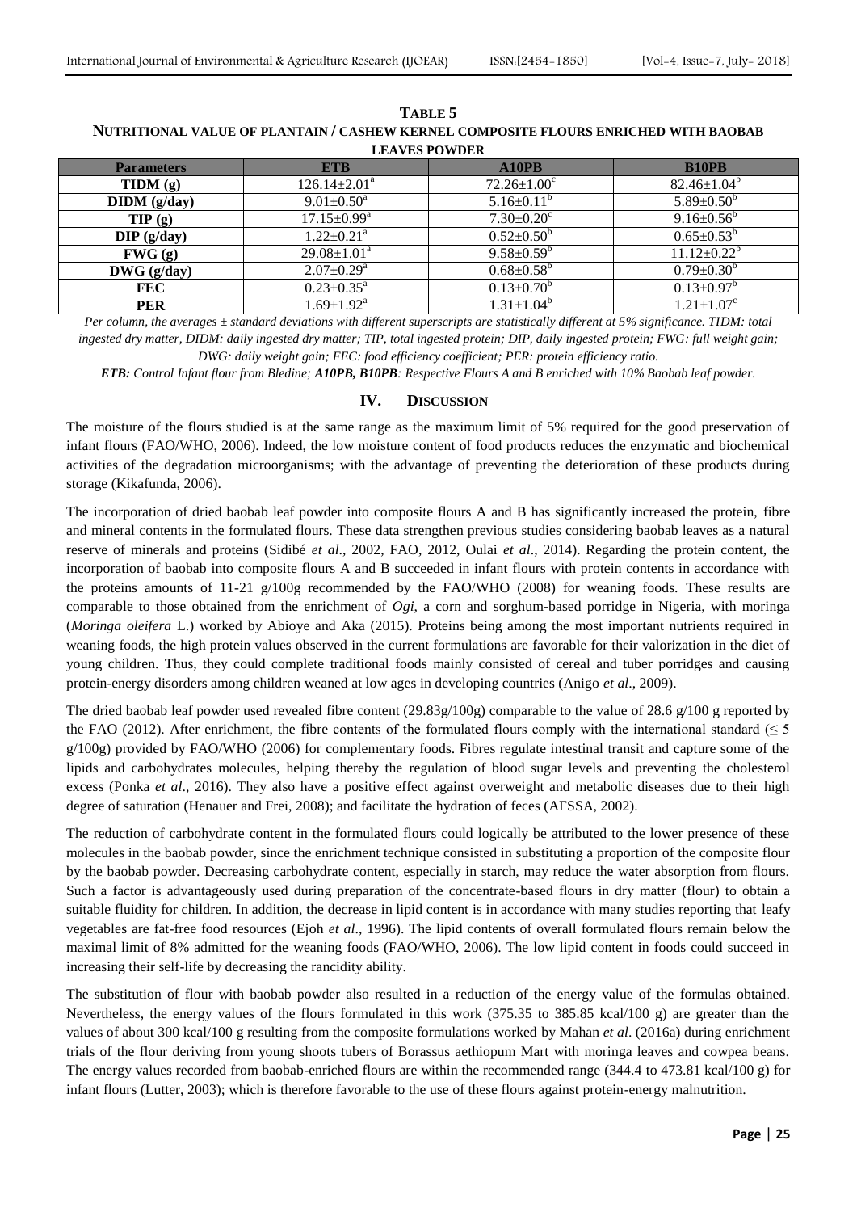**TABLE 5**
**NUTRITIONAL VALUE OF PLANTAIN / CASHEW KERNEL COMPOSITE FLOURS ENRICHED WITH BAOBAB LEAVES POWDER**

| Parameters | ETB | A10PB | B10PB |
|---|---|---|---|
| TIDM (g) | $126.14\pm2.01^{a}$ | $72.26\pm1.00^{c}$ | $82.46\pm1.04^{b}$ |
| DIDM (g/day) | $9.01\pm0.50^{a}$ | $5.16\pm0.11^{b}$ | $5.89\pm0.50^{b}$ |
| TIP (g) | $17.15\pm0.99^{a}$ | $7.30\pm0.20^{c}$ | $9.16\pm0.56^{b}$ |
| DIP (g/day) | $1.22\pm0.21^{a}$ | $0.52\pm0.50^{b}$ | $0.65\pm0.53^{b}$ |
| FWG (g) | $29.08\pm1.01^{a}$ | $9.58\pm0.59^{b}$ | $11.12\pm0.22^{b}$ |
| DWG (g/day) | $2.07\pm0.29^{a}$ | $0.68\pm0.58^{b}$ | $0.79\pm0.30^{b}$ |
| FEC | $0.23\pm0.35^{a}$ | $0.13\pm0.70^{b}$ | $0.13\pm0.97^{b}$ |
| PER | $1.69\pm1.92^{a}$ | $1.31\pm1.04^{b}$ | $1.21\pm1.07^{c}$ |

*Per column, the averages ± standard deviations with different superscripts are statistically different at 5% significance. TIDM: total ingested dry matter, DIDM: daily ingested dry matter; TIP, total ingested protein; DIP, daily ingested protein; FWG: full weight gain; DWG: daily weight gain; FEC: food efficiency coefficient; PER: protein efficiency ratio.*

***ETB:** Control Infant flour from Bledine; **A10PB, B10PB**: Respective Flours A and B enriched with 10% Baobab leaf powder.*

## IV. DISCUSSION

The moisture of the flours studied is at the same range as the maximum limit of 5% required for the good preservation of infant flours (FAO/WHO, 2006). Indeed, the low moisture content of food products reduces the enzymatic and biochemical activities of the degradation microorganisms; with the advantage of preventing the deterioration of these products during storage (Kikafunda, 2006).

The incorporation of dried baobab leaf powder into composite flours A and B has significantly increased the protein, fibre and mineral contents in the formulated flours. These data strengthen previous studies considering baobab leaves as a natural reserve of minerals and proteins (Sidibé *et al*., 2002, FAO, 2012, Oulai *et al*., 2014). Regarding the protein content, the incorporation of baobab into composite flours A and B succeeded in infant flours with protein contents in accordance with the proteins amounts of 11-21 g/100g recommended by the FAO/WHO (2008) for weaning foods. These results are comparable to those obtained from the enrichment of *Ogi*, a corn and sorghum-based porridge in Nigeria, with moringa (*Moringa oleifera* L.) worked by Abioye and Aka (2015). Proteins being among the most important nutrients required in weaning foods, the high protein values observed in the current formulations are favorable for their valorization in the diet of young children. Thus, they could complete traditional foods mainly consisted of cereal and tuber porridges and causing protein-energy disorders among children weaned at low ages in developing countries (Anigo *et al*., 2009).

The dried baobab leaf powder used revealed fibre content (29.83g/100g) comparable to the value of 28.6 g/100 g reported by the FAO (2012). After enrichment, the fibre contents of the formulated flours comply with the international standard (≤ 5 g/100g) provided by FAO/WHO (2006) for complementary foods. Fibres regulate intestinal transit and capture some of the lipids and carbohydrates molecules, helping thereby the regulation of blood sugar levels and preventing the cholesterol excess (Ponka *et al*., 2016). They also have a positive effect against overweight and metabolic diseases due to their high degree of saturation (Henauer and Frei, 2008); and facilitate the hydration of feces (AFSSA, 2002).

The reduction of carbohydrate content in the formulated flours could logically be attributed to the lower presence of these molecules in the baobab powder, since the enrichment technique consisted in substituting a proportion of the composite flour by the baobab powder. Decreasing carbohydrate content, especially in starch, may reduce the water absorption from flours. Such a factor is advantageously used during preparation of the concentrate-based flours in dry matter (flour) to obtain a suitable fluidity for children. In addition, the decrease in lipid content is in accordance with many studies reporting that leafy vegetables are fat-free food resources (Ejoh *et al*., 1996). The lipid contents of overall formulated flours remain below the maximal limit of 8% admitted for the weaning foods (FAO/WHO, 2006). The low lipid content in foods could succeed in increasing their self-life by decreasing the rancidity ability.

The substitution of flour with baobab powder also resulted in a reduction of the energy value of the formulas obtained. Nevertheless, the energy values of the flours formulated in this work (375.35 to 385.85 kcal/100 g) are greater than the values of about 300 kcal/100 g resulting from the composite formulations worked by Mahan *et al*. (2016a) during enrichment trials of the flour deriving from young shoots tubers of Borassus aethiopum Mart with moringa leaves and cowpea beans. The energy values recorded from baobab-enriched flours are within the recommended range (344.4 to 473.81 kcal/100 g) for infant flours (Lutter, 2003); which is therefore favorable to the use of these flours against protein-energy malnutrition.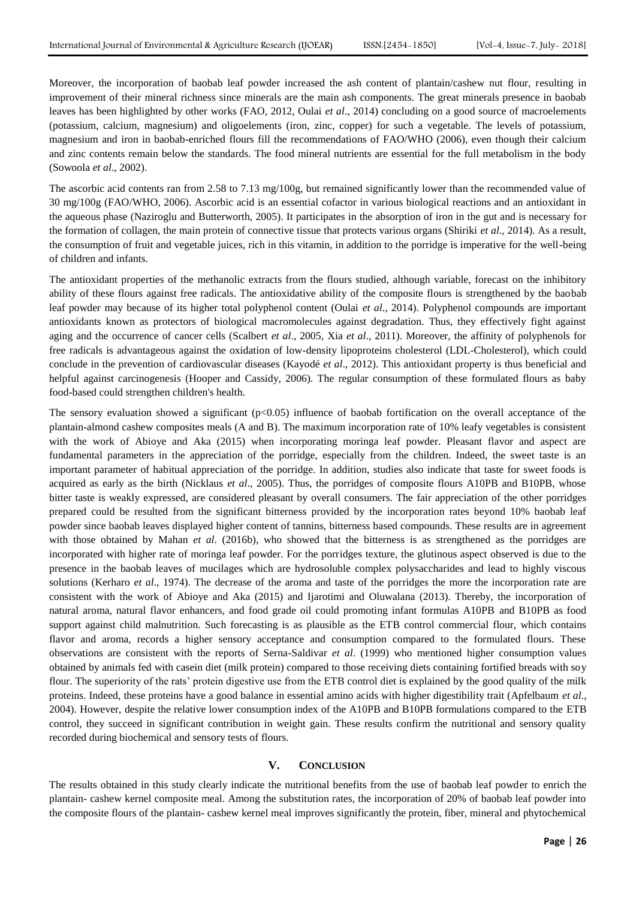Moreover, the incorporation of baobab leaf powder increased the ash content of plantain/cashew nut flour, resulting in improvement of their mineral richness since minerals are the main ash components. The great minerals presence in baobab leaves has been highlighted by other works (FAO, 2012, Oulai *et al*., 2014) concluding on a good source of macroelements (potassium, calcium, magnesium) and oligoelements (iron, zinc, copper) for such a vegetable. The levels of potassium, magnesium and iron in baobab-enriched flours fill the recommendations of FAO/WHO (2006), even though their calcium and zinc contents remain below the standards. The food mineral nutrients are essential for the full metabolism in the body (Sowoola *et al*., 2002).

The ascorbic acid contents ran from 2.58 to 7.13 mg/100g, but remained significantly lower than the recommended value of 30 mg/100g (FAO/WHO, 2006). Ascorbic acid is an essential cofactor in various biological reactions and an antioxidant in the aqueous phase (Naziroglu and Butterworth, 2005). It participates in the absorption of iron in the gut and is necessary for the formation of collagen, the main protein of connective tissue that protects various organs (Shiriki *et al*., 2014). As a result, the consumption of fruit and vegetable juices, rich in this vitamin, in addition to the porridge is imperative for the well-being of children and infants.

The antioxidant properties of the methanolic extracts from the flours studied, although variable, forecast on the inhibitory ability of these flours against free radicals. The antioxidative ability of the composite flours is strengthened by the baobab leaf powder may because of its higher total polyphenol content (Oulai *et al*., 2014). Polyphenol compounds are important antioxidants known as protectors of biological macromolecules against degradation. Thus, they effectively fight against aging and the occurrence of cancer cells (Scalbert *et al*., 2005, Xia *et al*., 2011). Moreover, the affinity of polyphenols for free radicals is advantageous against the oxidation of low-density lipoproteins cholesterol (LDL-Cholesterol), which could conclude in the prevention of cardiovascular diseases (Kayodé *et al*., 2012). This antioxidant property is thus beneficial and helpful against carcinogenesis (Hooper and Cassidy, 2006). The regular consumption of these formulated flours as baby food-based could strengthen children's health.

The sensory evaluation showed a significant ($p<0.05$) influence of baobab fortification on the overall acceptance of the plantain-almond cashew composites meals (A and B). The maximum incorporation rate of 10% leafy vegetables is consistent with the work of Abioye and Aka (2015) when incorporating moringa leaf powder. Pleasant flavor and aspect are fundamental parameters in the appreciation of the porridge, especially from the children. Indeed, the sweet taste is an important parameter of habitual appreciation of the porridge. In addition, studies also indicate that taste for sweet foods is acquired as early as the birth (Nicklaus *et al*., 2005). Thus, the porridges of composite flours A10PB and B10PB, whose bitter taste is weakly expressed, are considered pleasant by overall consumers. The fair appreciation of the other porridges prepared could be resulted from the significant bitterness provided by the incorporation rates beyond 10% baobab leaf powder since baobab leaves displayed higher content of tannins, bitterness based compounds. These results are in agreement with those obtained by Mahan *et al*. (2016b), who showed that the bitterness is as strengthened as the porridges are incorporated with higher rate of moringa leaf powder. For the porridges texture, the glutinous aspect observed is due to the presence in the baobab leaves of mucilages which are hydrosoluble complex polysaccharides and lead to highly viscous solutions (Kerharo *et al*., 1974). The decrease of the aroma and taste of the porridges the more the incorporation rate are consistent with the work of Abioye and Aka (2015) and Ijarotimi and Oluwalana (2013). Thereby, the incorporation of natural aroma, natural flavor enhancers, and food grade oil could promoting infant formulas A10PB and B10PB as food support against child malnutrition. Such forecasting is as plausible as the ETB control commercial flour, which contains flavor and aroma, records a higher sensory acceptance and consumption compared to the formulated flours. These observations are consistent with the reports of Serna-Saldivar *et al*. (1999) who mentioned higher consumption values obtained by animals fed with casein diet (milk protein) compared to those receiving diets containing fortified breads with soy flour. The superiority of the rats' protein digestive use from the ETB control diet is explained by the good quality of the milk proteins. Indeed, these proteins have a good balance in essential amino acids with higher digestibility trait (Apfelbaum *et al*., 2004). However, despite the relative lower consumption index of the A10PB and B10PB formulations compared to the ETB control, they succeed in significant contribution in weight gain. These results confirm the nutritional and sensory quality recorded during biochemical and sensory tests of flours.

## V. CONCLUSION

The results obtained in this study clearly indicate the nutritional benefits from the use of baobab leaf powder to enrich the plantain- cashew kernel composite meal. Among the substitution rates, the incorporation of 20% of baobab leaf powder into the composite flours of the plantain- cashew kernel meal improves significantly the protein, fiber, mineral and phytochemical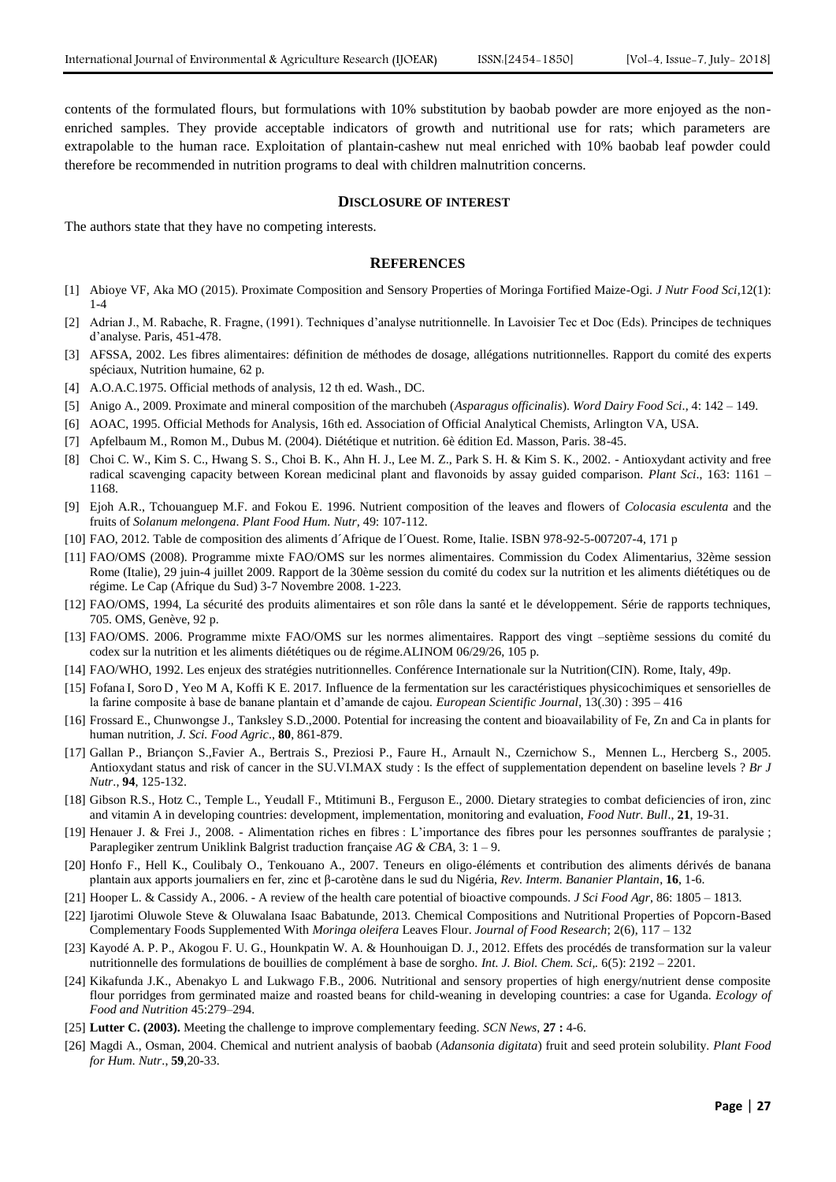contents of the formulated flours, but formulations with 10% substitution by baobab powder are more enjoyed as the non-enriched samples. They provide acceptable indicators of growth and nutritional use for rats; which parameters are extrapolable to the human race. Exploitation of plantain-cashew nut meal enriched with 10% baobab leaf powder could therefore be recommended in nutrition programs to deal with children malnutrition concerns.

## DISCLOSURE OF INTEREST

The authors state that they have no competing interests.

## REFERENCES

[1] Abioye VF, Aka MO (2015). Proximate Composition and Sensory Properties of Moringa Fortified Maize-Ogi. *J Nutr Food Sci*,12(1): 1-4

[2] Adrian J., M. Rabache, R. Fragne, (1991). Techniques d'analyse nutritionnelle. In Lavoisier Tec et Doc (Eds). Principes de techniques d'analyse. Paris, 451-478.

[3] AFSSA, 2002. Les fibres alimentaires: définition de méthodes de dosage, allégations nutritionnelles. Rapport du comité des experts spéciaux, Nutrition humaine, 62 p.

[4] A.O.A.C.1975. Official methods of analysis, 12 th ed. Wash., DC.

[5] Anigo A., 2009. Proximate and mineral composition of the marchubeh (*Asparagus officinalis*). *Word Dairy Food Sci*., 4: 142 – 149.

[6] AOAC, 1995. Official Methods for Analysis, 16th ed. Association of Official Analytical Chemists, Arlington VA, USA.

[7] Apfelbaum M., Romon M., Dubus M. (2004). Diététique et nutrition. 6è édition Ed. Masson, Paris. 38-45.

[8] Choi C. W., Kim S. C., Hwang S. S., Choi B. K., Ahn H. J., Lee M. Z., Park S. H. & Kim S. K., 2002. - Antioxydant activity and free radical scavenging capacity between Korean medicinal plant and flavonoids by assay guided comparison. *Plant Sci*., 163: 1161 – 1168.

[9] Ejoh A.R., Tchouanguep M.F. and Fokou E. 1996. Nutrient composition of the leaves and flowers of *Colocasia esculenta* and the fruits of *Solanum melongena*. *Plant Food Hum. Nutr*, 49: 107-112.

[10] FAO, 2012. Table de composition des aliments d´Afrique de l´Ouest. Rome, Italie. ISBN 978-92-5-007207-4, 171 p

[11] FAO/OMS (2008). Programme mixte FAO/OMS sur les normes alimentaires. Commission du Codex Alimentarius, 32ème session Rome (Italie), 29 juin-4 juillet 2009. Rapport de la 30ème session du comité du codex sur la nutrition et les aliments diététiques ou de régime. Le Cap (Afrique du Sud) 3-7 Novembre 2008. 1-223.

[12] FAO/OMS, 1994, La sécurité des produits alimentaires et son rôle dans la santé et le développement. Série de rapports techniques, 705. OMS, Genève, 92 p.

[13] FAO/OMS. 2006. Programme mixte FAO/OMS sur les normes alimentaires. Rapport des vingt –septième sessions du comité du codex sur la nutrition et les aliments diététiques ou de régime.ALINOM 06/29/26, 105 p.

[14] FAO/WHO, 1992. Les enjeux des stratégies nutritionnelles. Conférence Internationale sur la Nutrition(CIN). Rome, Italy, 49p.

[15] Fofana I, Soro D , Yeo M A, Koffi K E. 2017. Influence de la fermentation sur les caractéristiques physicochimiques et sensorielles de la farine composite à base de banane plantain et d'amande de cajou. *European Scientific Journal*, 13(.30) : 395 – 416

[16] Frossard E., Chunwongse J., Tanksley S.D.,2000. Potential for increasing the content and bioavailability of Fe, Zn and Ca in plants for human nutrition, *J. Sci. Food Agric*., **80**, 861-879.

[17] Gallan P., Briançon S.,Favier A., Bertrais S., Preziosi P., Faure H., Arnault N., Czernichow S., Mennen L., Hercberg S., 2005. Antioxydant status and risk of cancer in the SU.VI.MAX study : Is the effect of supplementation dependent on baseline levels ? *Br J Nutr*., **94**, 125-132.

[18] Gibson R.S., Hotz C., Temple L., Yeudall F., Mtitimuni B., Ferguson E., 2000. Dietary strategies to combat deficiencies of iron, zinc and vitamin A in developing countries: development, implementation, monitoring and evaluation, *Food Nutr. Bull*., **21**, 19-31.

[19] Henauer J. & Frei J., 2008. - Alimentation riches en fibres : L'importance des fibres pour les personnes souffrantes de paralysie ; Paraplegiker zentrum Uniklink Balgrist traduction française *AG & CBA*, 3: 1 – 9.

[20] Honfo F., Hell K., Coulibaly O., Tenkouano A., 2007. Teneurs en oligo-éléments et contribution des aliments dérivés de banana plantain aux apports journaliers en fer, zinc et β-carotène dans le sud du Nigéria, *Rev. Interm. Bananier Plantain*, **16**, 1-6.

[21] Hooper L. & Cassidy A., 2006. - A review of the health care potential of bioactive compounds. *J Sci Food Agr*, 86: 1805 – 1813.

[22] Ijarotimi Oluwole Steve & Oluwalana Isaac Babatunde, 2013. Chemical Compositions and Nutritional Properties of Popcorn-Based Complementary Foods Supplemented With *Moringa oleifera* Leaves Flour. *Journal of Food Research*; 2(6), 117 – 132

[23] Kayodé A. P. P., Akogou F. U. G., Hounkpatin W. A. & Hounhouigan D. J., 2012. Effets des procédés de transformation sur la valeur nutritionnelle des formulations de bouillies de complément à base de sorgho. *Int. J. Biol. Chem. Sci*,. 6(5): 2192 – 2201.

[24] Kikafunda J.K., Abenakyo L and Lukwago F.B., 2006. Nutritional and sensory properties of high energy/nutrient dense composite flour porridges from germinated maize and roasted beans for child-weaning in developing countries: a case for Uganda. *Ecology of Food and Nutrition* 45:279–294.

[25] **Lutter C. (2003).** Meeting the challenge to improve complementary feeding. *SCN News*, **27 :** 4-6.

[26] Magdi A., Osman, 2004. Chemical and nutrient analysis of baobab (*Adansonia digitata*) fruit and seed protein solubility. *Plant Food for Hum. Nutr.*, **59**,20-33.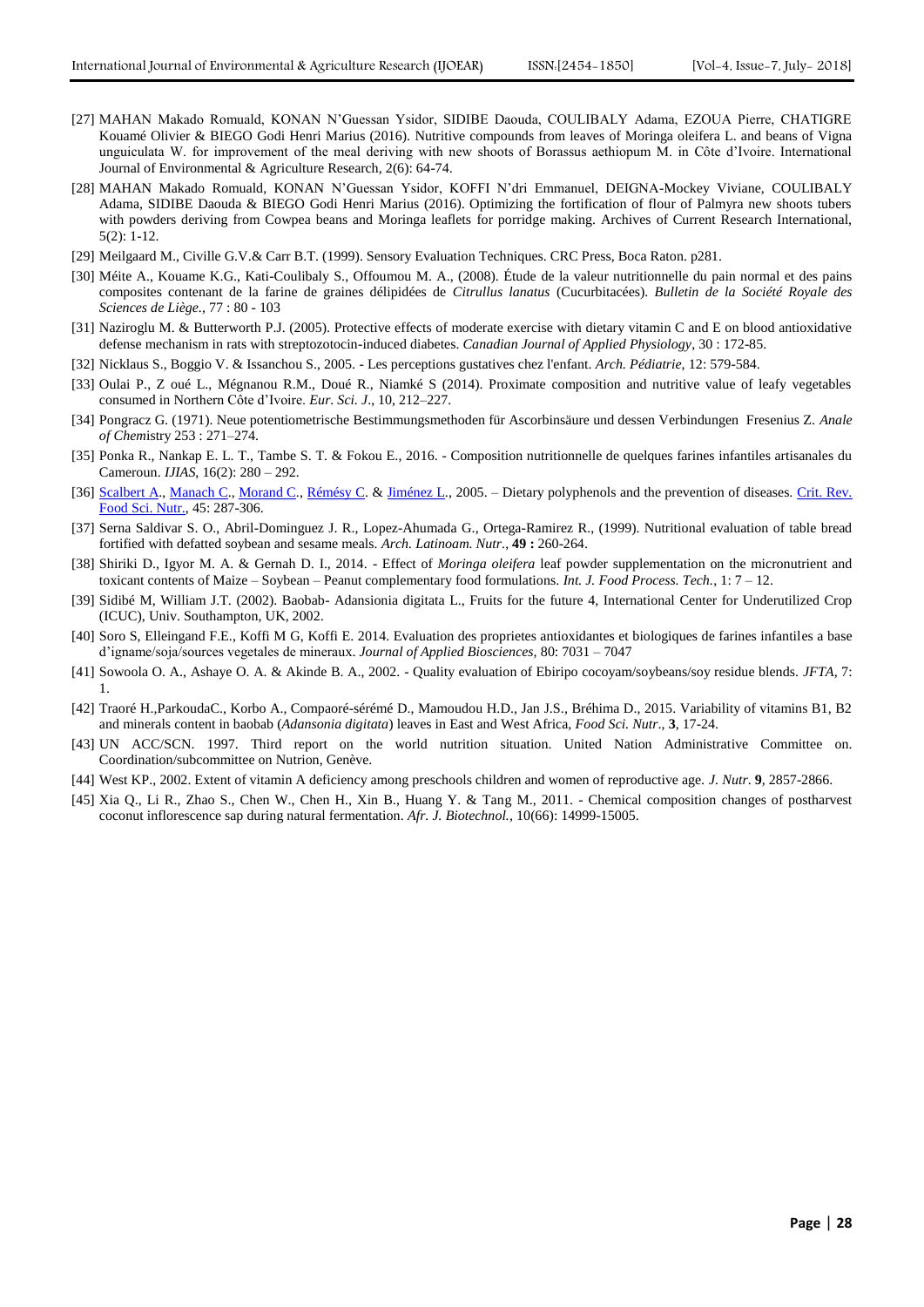[27] MAHAN Makado Romuald, KONAN N'Guessan Ysidor, SIDIBE Daouda, COULIBALY Adama, EZOUA Pierre, CHATIGRE Kouamé Olivier & BIEGO Godi Henri Marius (2016). Nutritive compounds from leaves of Moringa oleifera L. and beans of Vigna unguiculata W. for improvement of the meal deriving with new shoots of Borassus aethiopum M. in Côte d'Ivoire. International Journal of Environmental & Agriculture Research, 2(6): 64-74.

[28] MAHAN Makado Romuald, KONAN N'Guessan Ysidor, KOFFI N'dri Emmanuel, DEIGNA-Mockey Viviane, COULIBALY Adama, SIDIBE Daouda & BIEGO Godi Henri Marius (2016). Optimizing the fortification of flour of Palmyra new shoots tubers with powders deriving from Cowpea beans and Moringa leaflets for porridge making. Archives of Current Research International, 5(2): 1-12.

[29] Meilgaard M., Civille G.V.& Carr B.T. (1999). Sensory Evaluation Techniques. CRC Press, Boca Raton. p281.

[30] Méite A., Kouame K.G., Kati-Coulibaly S., Offoumou M. A., (2008). Étude de la valeur nutritionnelle du pain normal et des pains composites contenant de la farine de graines délipidées de *Citrullus lanatus* (Cucurbitacées). *Bulletin de la Société Royale des Sciences de Liège.*, 77 : 80 - 103

[31] Naziroglu M. & Butterworth P.J. (2005). Protective effects of moderate exercise with dietary vitamin C and E on blood antioxidative defense mechanism in rats with streptozotocin-induced diabetes. *Canadian Journal of Applied Physiology*, 30 : 172-85.

[32] Nicklaus S., Boggio V. & Issanchou S., 2005. - Les perceptions gustatives chez l'enfant. *Arch. Pédiatrie*, 12: 579-584.

[33] Oulai P., Z oué L., Mégnanou R.M., Doué R., Niamké S (2014). Proximate composition and nutritive value of leafy vegetables consumed in Northern Côte d'Ivoire. *Eur. Sci. J*., 10, 212–227.

[34] Pongracz G. (1971). Neue potentiometrische Bestimmungsmethoden für Ascorbinsäure und dessen Verbindungen Fresenius Z. *Anale of Chem*istry 253 : 271–274.

[35] Ponka R., Nankap E. L. T., Tambe S. T. & Fokou E., 2016. - Composition nutritionnelle de quelques farines infantiles artisanales du Cameroun. *IJIAS*, 16(2): 280 – 292.

[36] Scalbert A., Manach C., Morand C., Rémésy C. & Jiménez L., 2005. – Dietary polyphenols and the prevention of diseases. Crit. Rev. Food Sci. Nutr., 45: 287-306.

[37] Serna Saldivar S. O., Abril-Dominguez J. R., Lopez-Ahumada G., Ortega-Ramirez R., (1999). Nutritional evaluation of table bread fortified with defatted soybean and sesame meals. *Arch. Latinoam. Nutr*., **49 :** 260-264.

[38] Shiriki D., Igyor M. A. & Gernah D. I., 2014. - Effect of *Moringa oleifera* leaf powder supplementation on the micronutrient and toxicant contents of Maize – Soybean – Peanut complementary food formulations. *Int. J. Food Process. Tech.*, 1: 7 – 12.

[39] Sidibé M, William J.T. (2002). Baobab- Adansionia digitata L., Fruits for the future 4, International Center for Underutilized Crop (ICUC), Univ. Southampton, UK, 2002.

[40] Soro S, Elleingand F.E., Koffi M G, Koffi E. 2014. Evaluation des proprietes antioxidantes et biologiques de farines infantiles a base d'igname/soja/sources vegetales de mineraux. *Journal of Applied Biosciences*, 80: 7031 – 7047

[41] Sowoola O. A., Ashaye O. A. & Akinde B. A., 2002. - Quality evaluation of Ebiripo cocoyam/soybeans/soy residue blends. *JFTA*, 7: 1.

[42] Traoré H.,ParkoudaC., Korbo A., Compaoré-sérémé D., Mamoudou H.D., Jan J.S., Bréhima D., 2015. Variability of vitamins B1, B2 and minerals content in baobab (*Adansonia digitata*) leaves in East and West Africa, *Food Sci. Nutr*., **3**, 17-24.

[43] UN ACC/SCN. 1997. Third report on the world nutrition situation. United Nation Administrative Committee on. Coordination/subcommittee on Nutrion, Genève.

[44] West KP., 2002. Extent of vitamin A deficiency among preschools children and women of reproductive age. *J. Nutr*. **9**, 2857-2866.

[45] Xia Q., Li R., Zhao S., Chen W., Chen H., Xin B., Huang Y. & Tang M., 2011. - Chemical composition changes of postharvest coconut inflorescence sap during natural fermentation. *Afr. J. Biotechnol.*, 10(66): 14999-15005.